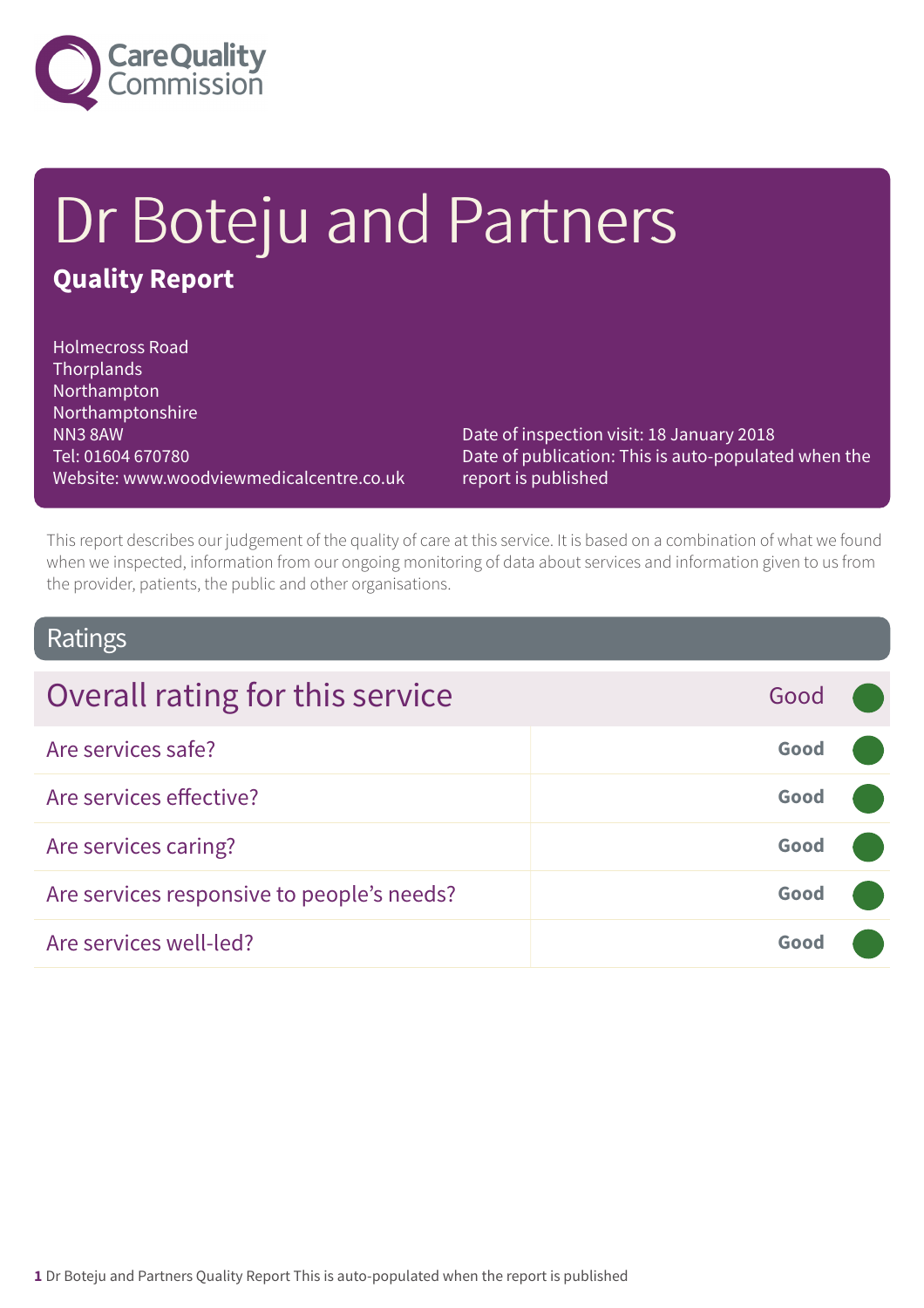Care Quality Commission

# Dr Boteju and Partners

## Quality Report

Holmecross Road
Thorplands
Northampton
Northamptonshire
NN3 8AW
Tel: 01604 670780
Website: www.woodviewmedicalcentre.co.uk

Date of inspection visit: 18 January 2018
Date of publication: This is auto-populated when the report is published

This report describes our judgement of the quality of care at this service. It is based on a combination of what we found when we inspected, information from our ongoing monitoring of data about services and information given to us from the provider, patients, the public and other organisations.

## Ratings

| Overall rating for this service | Good |
|---|---|
| Are services safe? | **Good** |
| Are services effective? | **Good** |
| Are services caring? | **Good** |
| Are services responsive to people's needs? | **Good** |
| Are services well-led? | **Good** |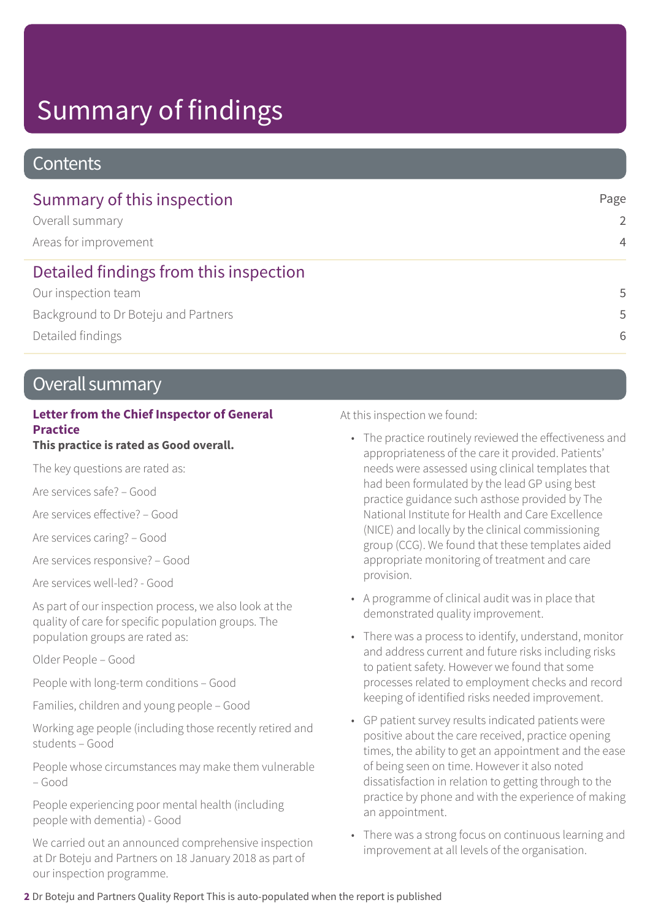# Summary of findings

## Contents

### Summary of this inspection

| | Page |
|---|---|
| Overall summary | 2 |
| Areas for improvement | 4 |

### Detailed findings from this inspection

| | |
|---|---|
| Our inspection team | 5 |
| Background to Dr Boteju and Partners | 5 |
| Detailed findings | 6 |

## Overall summary

**Letter from the Chief Inspector of General Practice**

**This practice is rated as Good overall.**

The key questions are rated as:

Are services safe? – Good

Are services effective? – Good

Are services caring? – Good

Are services responsive? – Good

Are services well-led? - Good

As part of our inspection process, we also look at the quality of care for specific population groups. The population groups are rated as:

Older People – Good

People with long-term conditions – Good

Families, children and young people – Good

Working age people (including those recently retired and students – Good

People whose circumstances may make them vulnerable – Good

People experiencing poor mental health (including people with dementia) - Good

We carried out an announced comprehensive inspection at Dr Boteju and Partners on 18 January 2018 as part of our inspection programme.

At this inspection we found:

- The practice routinely reviewed the effectiveness and appropriateness of the care it provided. Patients' needs were assessed using clinical templates that had been formulated by the lead GP using best practice guidance such asthose provided by The National Institute for Health and Care Excellence (NICE) and locally by the clinical commissioning group (CCG). We found that these templates aided appropriate monitoring of treatment and care provision.
- A programme of clinical audit was in place that demonstrated quality improvement.
- There was a process to identify, understand, monitor and address current and future risks including risks to patient safety. However we found that some processes related to employment checks and record keeping of identified risks needed improvement.
- GP patient survey results indicated patients were positive about the care received, practice opening times, the ability to get an appointment and the ease of being seen on time. However it also noted dissatisfaction in relation to getting through to the practice by phone and with the experience of making an appointment.
- There was a strong focus on continuous learning and improvement at all levels of the organisation.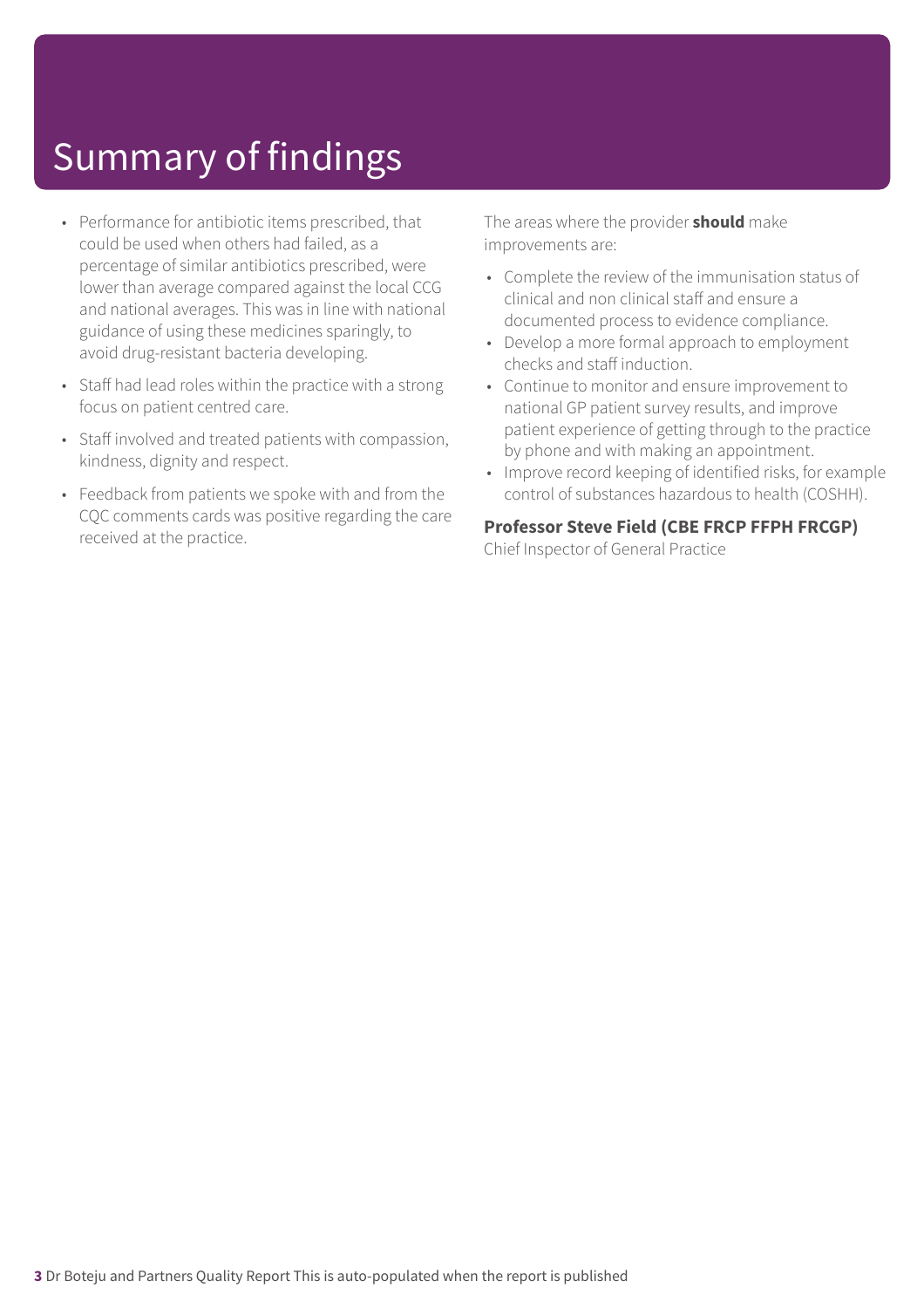# Summary of findings

- Performance for antibiotic items prescribed, that could be used when others had failed, as a percentage of similar antibiotics prescribed, were lower than average compared against the local CCG and national averages. This was in line with national guidance of using these medicines sparingly, to avoid drug-resistant bacteria developing.
- Staff had lead roles within the practice with a strong focus on patient centred care.
- Staff involved and treated patients with compassion, kindness, dignity and respect.
- Feedback from patients we spoke with and from the CQC comments cards was positive regarding the care received at the practice.

The areas where the provider **should** make improvements are:

- Complete the review of the immunisation status of clinical and non clinical staff and ensure a documented process to evidence compliance.
- Develop a more formal approach to employment checks and staff induction.
- Continue to monitor and ensure improvement to national GP patient survey results, and improve patient experience of getting through to the practice by phone and with making an appointment.
- Improve record keeping of identified risks, for example control of substances hazardous to health (COSHH).

**Professor Steve Field (CBE FRCP FFPH FRCGP)**
Chief Inspector of General Practice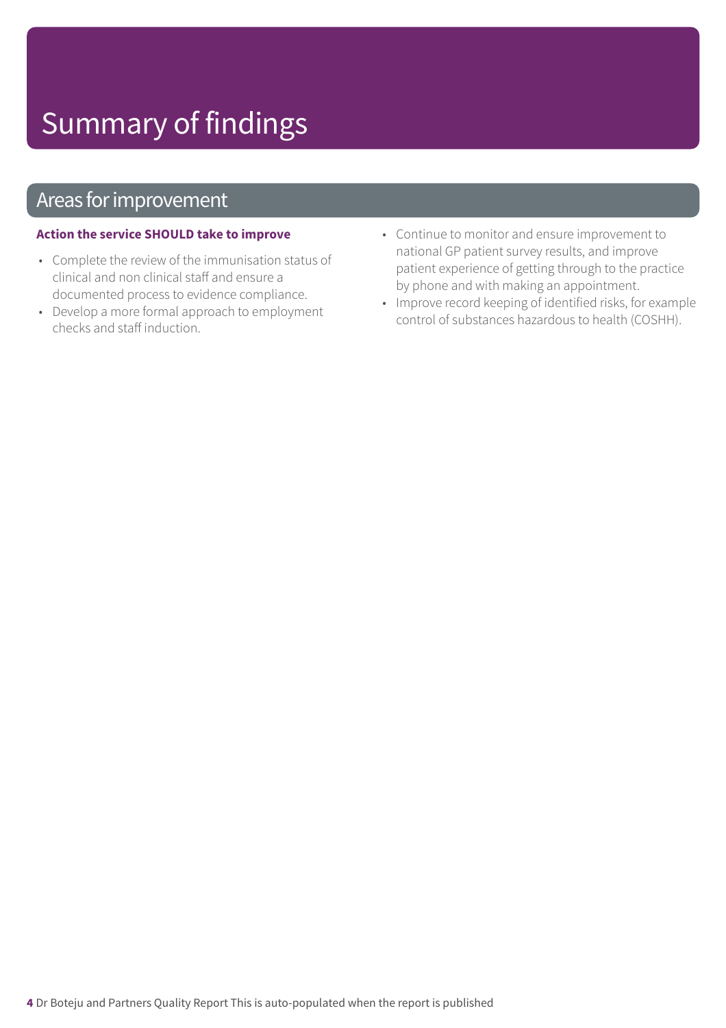# Summary of findings

## Areas for improvement

**Action the service SHOULD take to improve**

- Complete the review of the immunisation status of clinical and non clinical staff and ensure a documented process to evidence compliance.
- Develop a more formal approach to employment checks and staff induction.
- Continue to monitor and ensure improvement to national GP patient survey results, and improve patient experience of getting through to the practice by phone and with making an appointment.
- Improve record keeping of identified risks, for example control of substances hazardous to health (COSHH).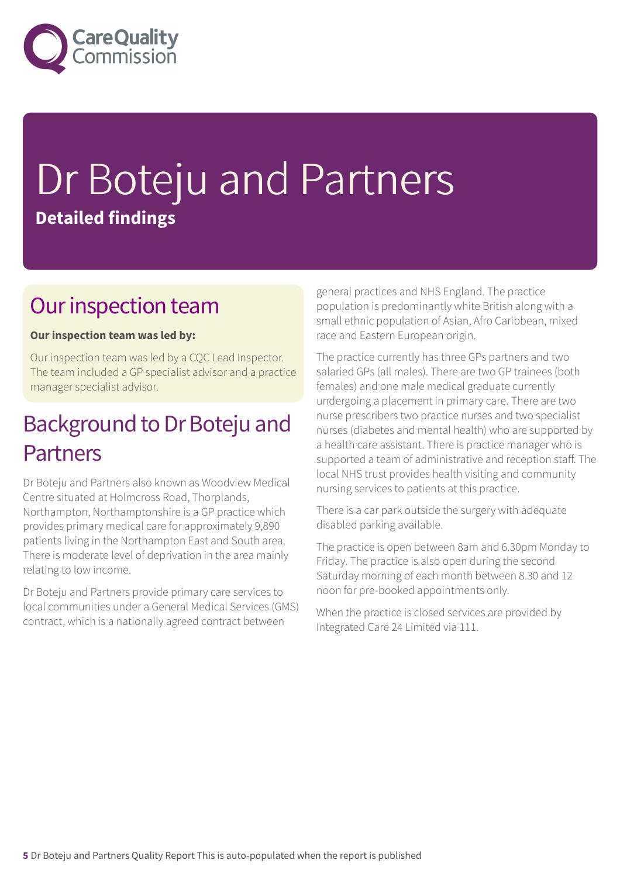# Dr Boteju and Partners

**Detailed findings**

## Our inspection team

**Our inspection team was led by:**

Our inspection team was led by a CQC Lead Inspector. The team included a GP specialist advisor and a practice manager specialist advisor.

## Background to Dr Boteju and Partners

Dr Boteju and Partners also known as Woodview Medical Centre situated at Holmcross Road, Thorplands, Northampton, Northamptonshire is a GP practice which provides primary medical care for approximately 9,890 patients living in the Northampton East and South area. There is moderate level of deprivation in the area mainly relating to low income.

Dr Boteju and Partners provide primary care services to local communities under a General Medical Services (GMS) contract, which is a nationally agreed contract between general practices and NHS England. The practice population is predominantly white British along with a small ethnic population of Asian, Afro Caribbean, mixed race and Eastern European origin.

The practice currently has three GPs partners and two salaried GPs (all males). There are two GP trainees (both females) and one male medical graduate currently undergoing a placement in primary care. There are two nurse prescribers two practice nurses and two specialist nurses (diabetes and mental health) who are supported by a health care assistant. There is practice manager who is supported a team of administrative and reception staff. The local NHS trust provides health visiting and community nursing services to patients at this practice.

There is a car park outside the surgery with adequate disabled parking available.

The practice is open between 8am and 6.30pm Monday to Friday. The practice is also open during the second Saturday morning of each month between 8.30 and 12 noon for pre-booked appointments only.

When the practice is closed services are provided by Integrated Care 24 Limited via 111.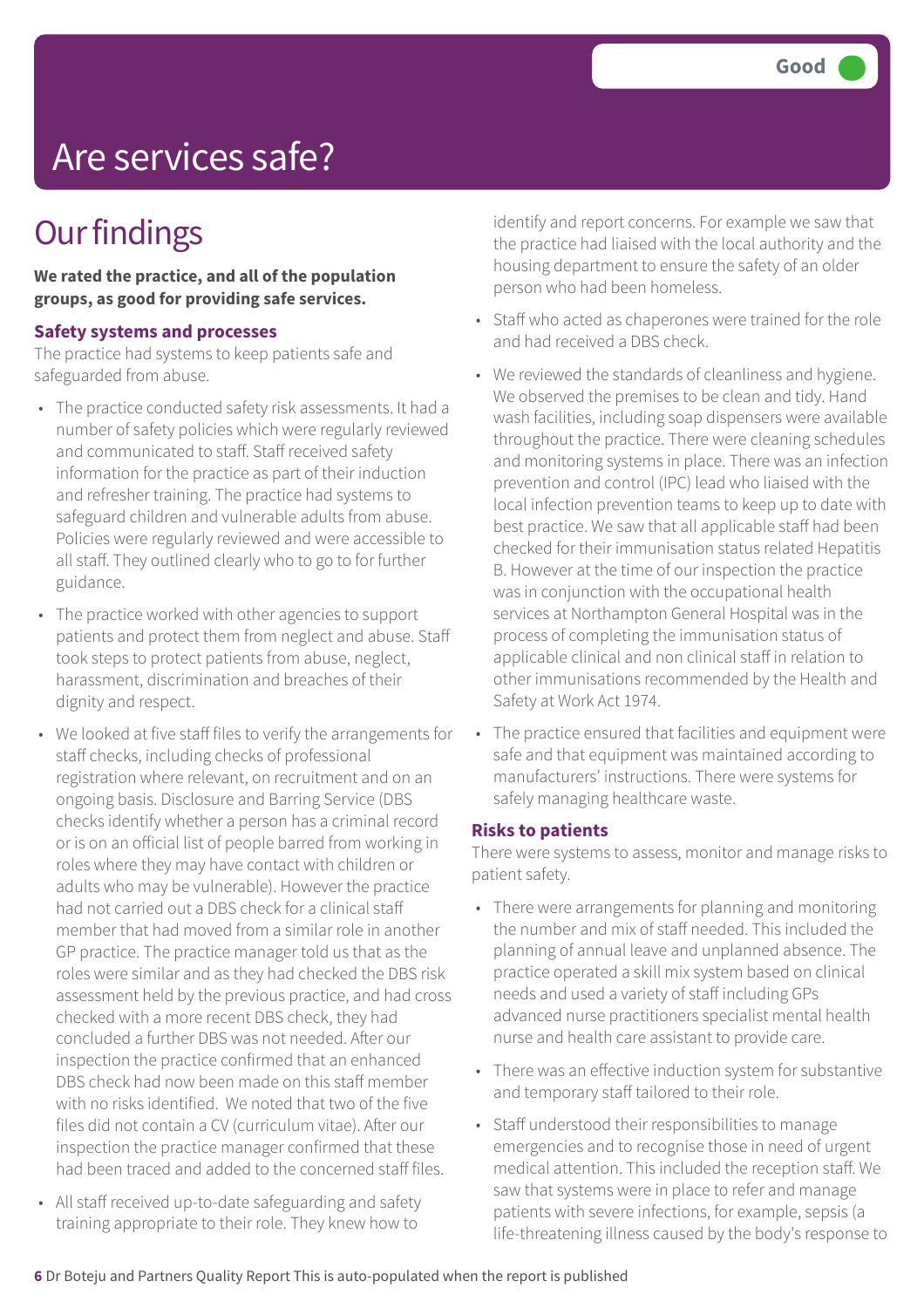Good

# Are services safe?

## Our findings

**We rated the practice, and all of the population groups, as good for providing safe services.**

### Safety systems and processes

The practice had systems to keep patients safe and safeguarded from abuse.

- The practice conducted safety risk assessments. It had a number of safety policies which were regularly reviewed and communicated to staff. Staff received safety information for the practice as part of their induction and refresher training. The practice had systems to safeguard children and vulnerable adults from abuse. Policies were regularly reviewed and were accessible to all staff. They outlined clearly who to go to for further guidance.
- The practice worked with other agencies to support patients and protect them from neglect and abuse. Staff took steps to protect patients from abuse, neglect, harassment, discrimination and breaches of their dignity and respect.
- We looked at five staff files to verify the arrangements for staff checks, including checks of professional registration where relevant, on recruitment and on an ongoing basis. Disclosure and Barring Service (DBS checks identify whether a person has a criminal record or is on an official list of people barred from working in roles where they may have contact with children or adults who may be vulnerable). However the practice had not carried out a DBS check for a clinical staff member that had moved from a similar role in another GP practice. The practice manager told us that as the roles were similar and as they had checked the DBS risk assessment held by the previous practice, and had cross checked with a more recent DBS check, they had concluded a further DBS was not needed. After our inspection the practice confirmed that an enhanced DBS check had now been made on this staff member with no risks identified. We noted that two of the five files did not contain a CV (curriculum vitae). After our inspection the practice manager confirmed that these had been traced and added to the concerned staff files.
- All staff received up-to-date safeguarding and safety training appropriate to their role. They knew how to identify and report concerns. For example we saw that the practice had liaised with the local authority and the housing department to ensure the safety of an older person who had been homeless.
- Staff who acted as chaperones were trained for the role and had received a DBS check.
- We reviewed the standards of cleanliness and hygiene. We observed the premises to be clean and tidy. Hand wash facilities, including soap dispensers were available throughout the practice. There were cleaning schedules and monitoring systems in place. There was an infection prevention and control (IPC) lead who liaised with the local infection prevention teams to keep up to date with best practice. We saw that all applicable staff had been checked for their immunisation status related Hepatitis B. However at the time of our inspection the practice was in conjunction with the occupational health services at Northampton General Hospital was in the process of completing the immunisation status of applicable clinical and non clinical staff in relation to other immunisations recommended by the Health and Safety at Work Act 1974.
- The practice ensured that facilities and equipment were safe and that equipment was maintained according to manufacturers' instructions. There were systems for safely managing healthcare waste.

### Risks to patients

There were systems to assess, monitor and manage risks to patient safety.

- There were arrangements for planning and monitoring the number and mix of staff needed. This included the planning of annual leave and unplanned absence. The practice operated a skill mix system based on clinical needs and used a variety of staff including GPs advanced nurse practitioners specialist mental health nurse and health care assistant to provide care.
- There was an effective induction system for substantive and temporary staff tailored to their role.
- Staff understood their responsibilities to manage emergencies and to recognise those in need of urgent medical attention. This included the reception staff. We saw that systems were in place to refer and manage patients with severe infections, for example, sepsis (a life-threatening illness caused by the body's response to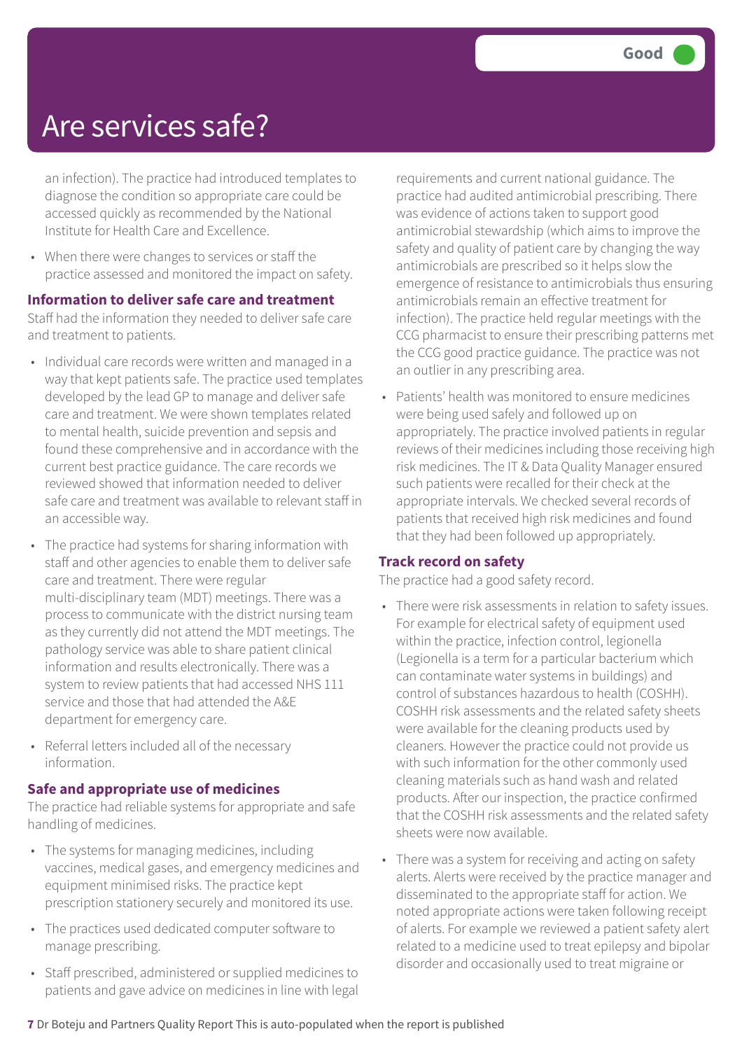# Are services safe?

Good

an infection). The practice had introduced templates to diagnose the condition so appropriate care could be accessed quickly as recommended by the National Institute for Health Care and Excellence.

- When there were changes to services or staff the practice assessed and monitored the impact on safety.

### Information to deliver safe care and treatment

Staff had the information they needed to deliver safe care and treatment to patients.

- Individual care records were written and managed in a way that kept patients safe. The practice used templates developed by the lead GP to manage and deliver safe care and treatment. We were shown templates related to mental health, suicide prevention and sepsis and found these comprehensive and in accordance with the current best practice guidance. The care records we reviewed showed that information needed to deliver safe care and treatment was available to relevant staff in an accessible way.
- The practice had systems for sharing information with staff and other agencies to enable them to deliver safe care and treatment. There were regular multi-disciplinary team (MDT) meetings. There was a process to communicate with the district nursing team as they currently did not attend the MDT meetings. The pathology service was able to share patient clinical information and results electronically. There was a system to review patients that had accessed NHS 111 service and those that had attended the A&E department for emergency care.
- Referral letters included all of the necessary information.

### Safe and appropriate use of medicines

The practice had reliable systems for appropriate and safe handling of medicines.

- The systems for managing medicines, including vaccines, medical gases, and emergency medicines and equipment minimised risks. The practice kept prescription stationery securely and monitored its use.
- The practices used dedicated computer software to manage prescribing.
- Staff prescribed, administered or supplied medicines to patients and gave advice on medicines in line with legal requirements and current national guidance. The practice had audited antimicrobial prescribing. There was evidence of actions taken to support good antimicrobial stewardship (which aims to improve the safety and quality of patient care by changing the way antimicrobials are prescribed so it helps slow the emergence of resistance to antimicrobials thus ensuring antimicrobials remain an effective treatment for infection). The practice held regular meetings with the CCG pharmacist to ensure their prescribing patterns met the CCG good practice guidance. The practice was not an outlier in any prescribing area.
- Patients' health was monitored to ensure medicines were being used safely and followed up on appropriately. The practice involved patients in regular reviews of their medicines including those receiving high risk medicines. The IT & Data Quality Manager ensured such patients were recalled for their check at the appropriate intervals. We checked several records of patients that received high risk medicines and found that they had been followed up appropriately.

### Track record on safety

The practice had a good safety record.

- There were risk assessments in relation to safety issues. For example for electrical safety of equipment used within the practice, infection control, legionella (Legionella is a term for a particular bacterium which can contaminate water systems in buildings) and control of substances hazardous to health (COSHH). COSHH risk assessments and the related safety sheets were available for the cleaning products used by cleaners. However the practice could not provide us with such information for the other commonly used cleaning materials such as hand wash and related products. After our inspection, the practice confirmed that the COSHH risk assessments and the related safety sheets were now available.
- There was a system for receiving and acting on safety alerts. Alerts were received by the practice manager and disseminated to the appropriate staff for action. We noted appropriate actions were taken following receipt of alerts. For example we reviewed a patient safety alert related to a medicine used to treat epilepsy and bipolar disorder and occasionally used to treat migraine or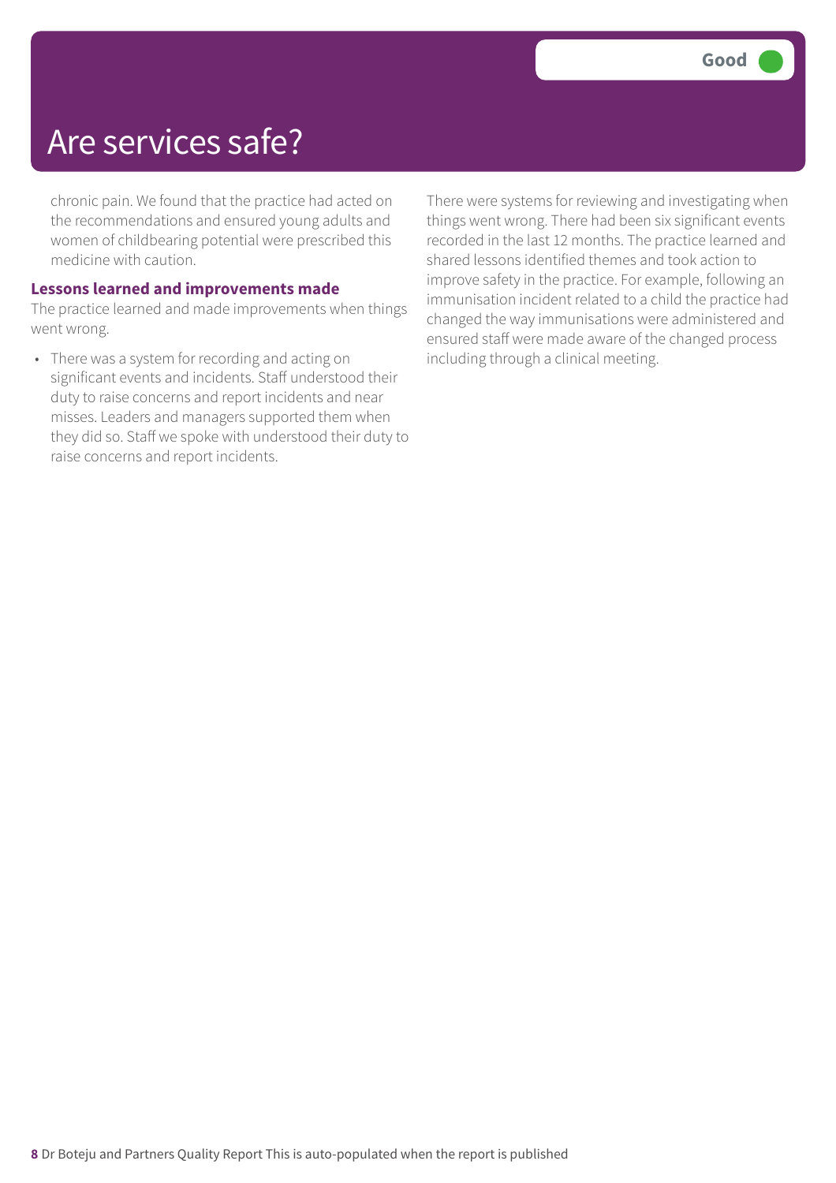# Are services safe?

**Good**

chronic pain. We found that the practice had acted on the recommendations and ensured young adults and women of childbearing potential were prescribed this medicine with caution.

### Lessons learned and improvements made

The practice learned and made improvements when things went wrong.

- There was a system for recording and acting on significant events and incidents. Staff understood their duty to raise concerns and report incidents and near misses. Leaders and managers supported them when they did so. Staff we spoke with understood their duty to raise concerns and report incidents.

There were systems for reviewing and investigating when things went wrong. There had been six significant events recorded in the last 12 months. The practice learned and shared lessons identified themes and took action to improve safety in the practice. For example, following an immunisation incident related to a child the practice had changed the way immunisations were administered and ensured staff were made aware of the changed process including through a clinical meeting.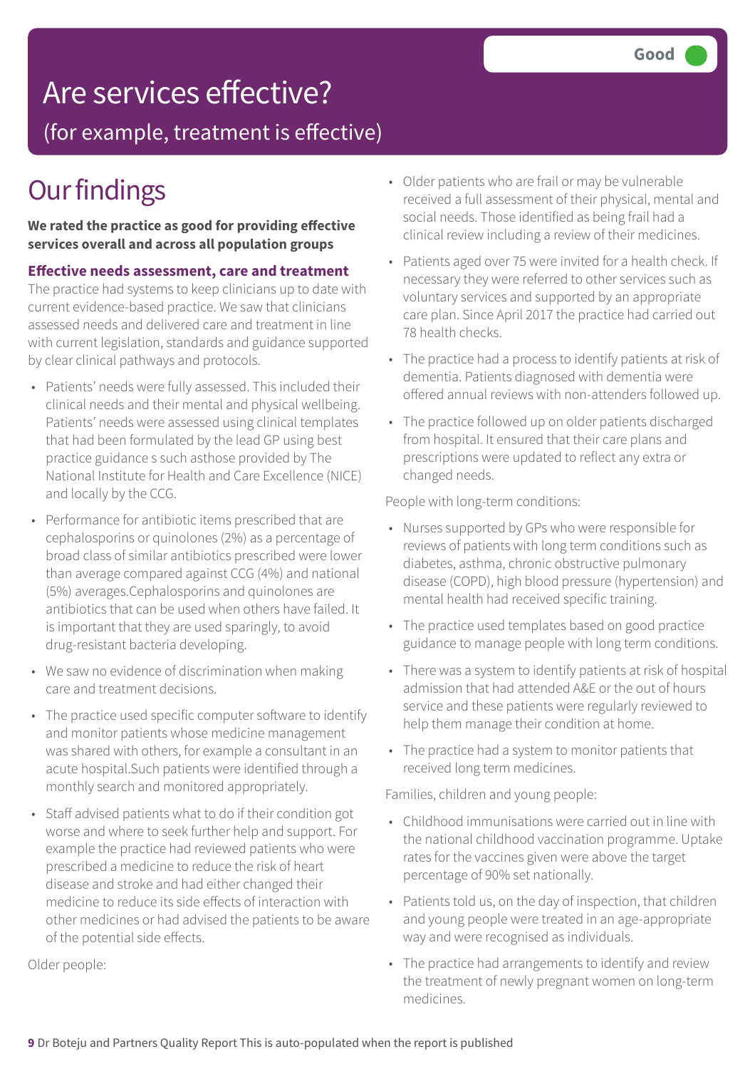# Are services effective?

## (for example, treatment is effective)

**Good**

# Our findings

**We rated the practice as good for providing effective services overall and across all population groups**

### Effective needs assessment, care and treatment

The practice had systems to keep clinicians up to date with current evidence-based practice. We saw that clinicians assessed needs and delivered care and treatment in line with current legislation, standards and guidance supported by clear clinical pathways and protocols.

- Patients' needs were fully assessed. This included their clinical needs and their mental and physical wellbeing. Patients' needs were assessed using clinical templates that had been formulated by the lead GP using best practice guidance s such asthose provided by The National Institute for Health and Care Excellence (NICE) and locally by the CCG.
- Performance for antibiotic items prescribed that are cephalosporins or quinolones (2%) as a percentage of broad class of similar antibiotics prescribed were lower than average compared against CCG (4%) and national (5%) averages.Cephalosporins and quinolones are antibiotics that can be used when others have failed. It is important that they are used sparingly, to avoid drug-resistant bacteria developing.
- We saw no evidence of discrimination when making care and treatment decisions.
- The practice used specific computer software to identify and monitor patients whose medicine management was shared with others, for example a consultant in an acute hospital.Such patients were identified through a monthly search and monitored appropriately.
- Staff advised patients what to do if their condition got worse and where to seek further help and support. For example the practice had reviewed patients who were prescribed a medicine to reduce the risk of heart disease and stroke and had either changed their medicine to reduce its side effects of interaction with other medicines or had advised the patients to be aware of the potential side effects.

Older people:

- Older patients who are frail or may be vulnerable received a full assessment of their physical, mental and social needs. Those identified as being frail had a clinical review including a review of their medicines.
- Patients aged over 75 were invited for a health check. If necessary they were referred to other services such as voluntary services and supported by an appropriate care plan. Since April 2017 the practice had carried out 78 health checks.
- The practice had a process to identify patients at risk of dementia. Patients diagnosed with dementia were offered annual reviews with non-attenders followed up.
- The practice followed up on older patients discharged from hospital. It ensured that their care plans and prescriptions were updated to reflect any extra or changed needs.

People with long-term conditions:

- Nurses supported by GPs who were responsible for reviews of patients with long term conditions such as diabetes, asthma, chronic obstructive pulmonary disease (COPD), high blood pressure (hypertension) and mental health had received specific training.
- The practice used templates based on good practice guidance to manage people with long term conditions.
- There was a system to identify patients at risk of hospital admission that had attended A&E or the out of hours service and these patients were regularly reviewed to help them manage their condition at home.
- The practice had a system to monitor patients that received long term medicines.

Families, children and young people:

- Childhood immunisations were carried out in line with the national childhood vaccination programme. Uptake rates for the vaccines given were above the target percentage of 90% set nationally.
- Patients told us, on the day of inspection, that children and young people were treated in an age-appropriate way and were recognised as individuals.
- The practice had arrangements to identify and review the treatment of newly pregnant women on long-term medicines.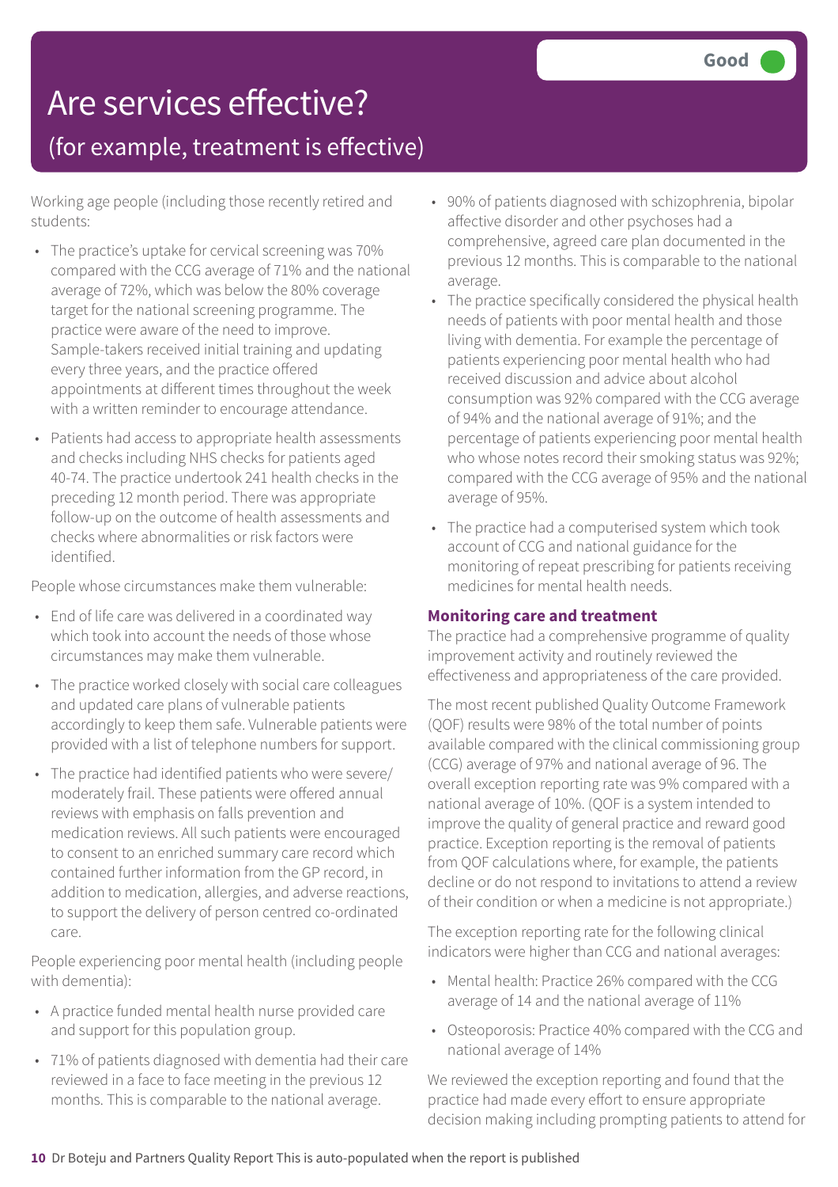# Are services effective?

## (for example, treatment is effective)

**Good**

Working age people (including those recently retired and students:

- The practice's uptake for cervical screening was 70% compared with the CCG average of 71% and the national average of 72%, which was below the 80% coverage target for the national screening programme. The practice were aware of the need to improve. Sample-takers received initial training and updating every three years, and the practice offered appointments at different times throughout the week with a written reminder to encourage attendance.
- Patients had access to appropriate health assessments and checks including NHS checks for patients aged 40-74. The practice undertook 241 health checks in the preceding 12 month period. There was appropriate follow-up on the outcome of health assessments and checks where abnormalities or risk factors were identified.

People whose circumstances make them vulnerable:

- End of life care was delivered in a coordinated way which took into account the needs of those whose circumstances may make them vulnerable.
- The practice worked closely with social care colleagues and updated care plans of vulnerable patients accordingly to keep them safe. Vulnerable patients were provided with a list of telephone numbers for support.
- The practice had identified patients who were severe/ moderately frail. These patients were offered annual reviews with emphasis on falls prevention and medication reviews. All such patients were encouraged to consent to an enriched summary care record which contained further information from the GP record, in addition to medication, allergies, and adverse reactions, to support the delivery of person centred co-ordinated care.

People experiencing poor mental health (including people with dementia):

- A practice funded mental health nurse provided care and support for this population group.
- 71% of patients diagnosed with dementia had their care reviewed in a face to face meeting in the previous 12 months. This is comparable to the national average.
- 90% of patients diagnosed with schizophrenia, bipolar affective disorder and other psychoses had a comprehensive, agreed care plan documented in the previous 12 months. This is comparable to the national average.
- The practice specifically considered the physical health needs of patients with poor mental health and those living with dementia. For example the percentage of patients experiencing poor mental health who had received discussion and advice about alcohol consumption was 92% compared with the CCG average of 94% and the national average of 91%; and the percentage of patients experiencing poor mental health who whose notes record their smoking status was 92%; compared with the CCG average of 95% and the national average of 95%.
- The practice had a computerised system which took account of CCG and national guidance for the monitoring of repeat prescribing for patients receiving medicines for mental health needs.

### Monitoring care and treatment

The practice had a comprehensive programme of quality improvement activity and routinely reviewed the effectiveness and appropriateness of the care provided.

The most recent published Quality Outcome Framework (QOF) results were 98% of the total number of points available compared with the clinical commissioning group (CCG) average of 97% and national average of 96. The overall exception reporting rate was 9% compared with a national average of 10%. (QOF is a system intended to improve the quality of general practice and reward good practice. Exception reporting is the removal of patients from QOF calculations where, for example, the patients decline or do not respond to invitations to attend a review of their condition or when a medicine is not appropriate.)

The exception reporting rate for the following clinical indicators were higher than CCG and national averages:

- Mental health: Practice 26% compared with the CCG average of 14 and the national average of 11%
- Osteoporosis: Practice 40% compared with the CCG and national average of 14%

We reviewed the exception reporting and found that the practice had made every effort to ensure appropriate decision making including prompting patients to attend for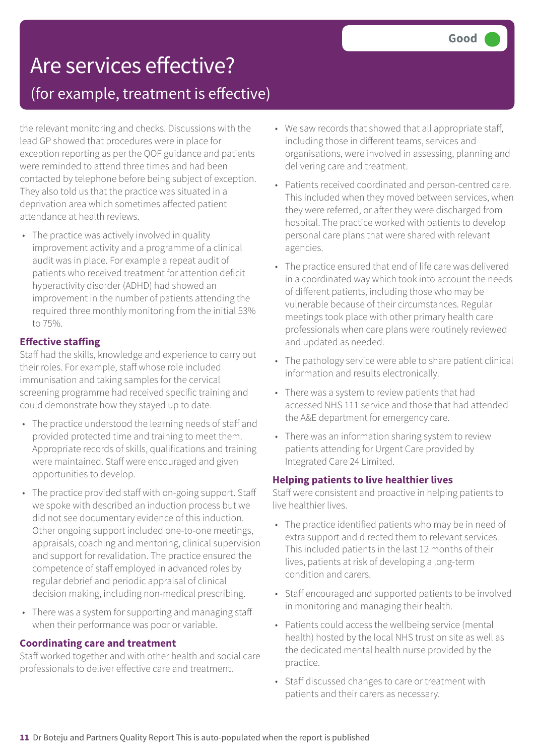# Are services effective?

## (for example, treatment is effective)

**Good**

the relevant monitoring and checks. Discussions with the lead GP showed that procedures were in place for exception reporting as per the QOF guidance and patients were reminded to attend three times and had been contacted by telephone before being subject of exception. They also told us that the practice was situated in a deprivation area which sometimes affected patient attendance at health reviews.

- The practice was actively involved in quality improvement activity and a programme of a clinical audit was in place. For example a repeat audit of patients who received treatment for attention deficit hyperactivity disorder (ADHD) had showed an improvement in the number of patients attending the required three monthly monitoring from the initial 53% to 75%.

### Effective staffing

Staff had the skills, knowledge and experience to carry out their roles. For example, staff whose role included immunisation and taking samples for the cervical screening programme had received specific training and could demonstrate how they stayed up to date.

- The practice understood the learning needs of staff and provided protected time and training to meet them. Appropriate records of skills, qualifications and training were maintained. Staff were encouraged and given opportunities to develop.
- The practice provided staff with on-going support. Staff we spoke with described an induction process but we did not see documentary evidence of this induction. Other ongoing support included one-to-one meetings, appraisals, coaching and mentoring, clinical supervision and support for revalidation. The practice ensured the competence of staff employed in advanced roles by regular debrief and periodic appraisal of clinical decision making, including non-medical prescribing.
- There was a system for supporting and managing staff when their performance was poor or variable.

### Coordinating care and treatment

Staff worked together and with other health and social care professionals to deliver effective care and treatment.

- We saw records that showed that all appropriate staff, including those in different teams, services and organisations, were involved in assessing, planning and delivering care and treatment.
- Patients received coordinated and person-centred care. This included when they moved between services, when they were referred, or after they were discharged from hospital. The practice worked with patients to develop personal care plans that were shared with relevant agencies.
- The practice ensured that end of life care was delivered in a coordinated way which took into account the needs of different patients, including those who may be vulnerable because of their circumstances. Regular meetings took place with other primary health care professionals when care plans were routinely reviewed and updated as needed.
- The pathology service were able to share patient clinical information and results electronically.
- There was a system to review patients that had accessed NHS 111 service and those that had attended the A&E department for emergency care.
- There was an information sharing system to review patients attending for Urgent Care provided by Integrated Care 24 Limited.

### Helping patients to live healthier lives

Staff were consistent and proactive in helping patients to live healthier lives.

- The practice identified patients who may be in need of extra support and directed them to relevant services. This included patients in the last 12 months of their lives, patients at risk of developing a long-term condition and carers.
- Staff encouraged and supported patients to be involved in monitoring and managing their health.
- Patients could access the wellbeing service (mental health) hosted by the local NHS trust on site as well as the dedicated mental health nurse provided by the practice.
- Staff discussed changes to care or treatment with patients and their carers as necessary.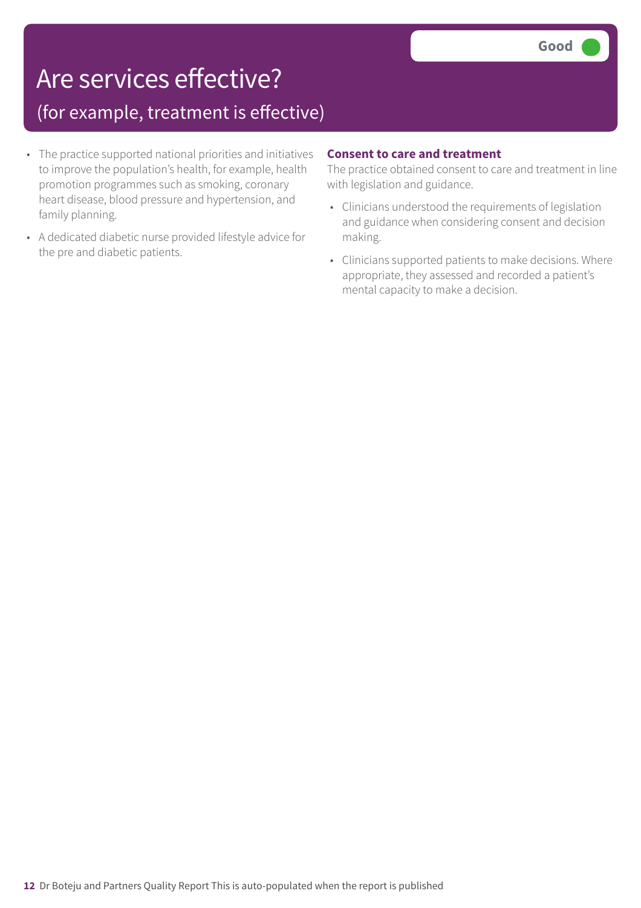# Are services effective?

## (for example, treatment is effective)

**Good**

- The practice supported national priorities and initiatives to improve the population's health, for example, health promotion programmes such as smoking, coronary heart disease, blood pressure and hypertension, and family planning.
- A dedicated diabetic nurse provided lifestyle advice for the pre and diabetic patients.

### Consent to care and treatment

The practice obtained consent to care and treatment in line with legislation and guidance.

- Clinicians understood the requirements of legislation and guidance when considering consent and decision making.
- Clinicians supported patients to make decisions. Where appropriate, they assessed and recorded a patient's mental capacity to make a decision.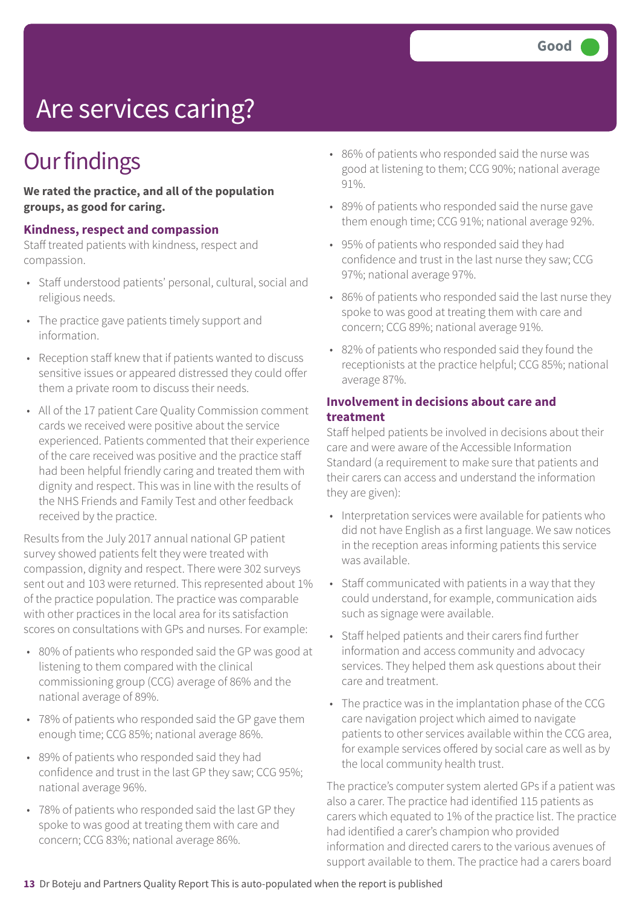# Are services caring?

**Good**

## Our findings

**We rated the practice, and all of the population groups, as good for caring.**

### Kindness, respect and compassion

Staff treated patients with kindness, respect and compassion.

- Staff understood patients' personal, cultural, social and religious needs.
- The practice gave patients timely support and information.
- Reception staff knew that if patients wanted to discuss sensitive issues or appeared distressed they could offer them a private room to discuss their needs.
- All of the 17 patient Care Quality Commission comment cards we received were positive about the service experienced. Patients commented that their experience of the care received was positive and the practice staff had been helpful friendly caring and treated them with dignity and respect. This was in line with the results of the NHS Friends and Family Test and other feedback received by the practice.

Results from the July 2017 annual national GP patient survey showed patients felt they were treated with compassion, dignity and respect. There were 302 surveys sent out and 103 were returned. This represented about 1% of the practice population. The practice was comparable with other practices in the local area for its satisfaction scores on consultations with GPs and nurses. For example:

- 80% of patients who responded said the GP was good at listening to them compared with the clinical commissioning group (CCG) average of 86% and the national average of 89%.
- 78% of patients who responded said the GP gave them enough time; CCG 85%; national average 86%.
- 89% of patients who responded said they had confidence and trust in the last GP they saw; CCG 95%; national average 96%.
- 78% of patients who responded said the last GP they spoke to was good at treating them with care and concern; CCG 83%; national average 86%.
- 86% of patients who responded said the nurse was good at listening to them; CCG 90%; national average 91%.
- 89% of patients who responded said the nurse gave them enough time; CCG 91%; national average 92%.
- 95% of patients who responded said they had confidence and trust in the last nurse they saw; CCG 97%; national average 97%.
- 86% of patients who responded said the last nurse they spoke to was good at treating them with care and concern; CCG 89%; national average 91%.
- 82% of patients who responded said they found the receptionists at the practice helpful; CCG 85%; national average 87%.

### Involvement in decisions about care and treatment

Staff helped patients be involved in decisions about their care and were aware of the Accessible Information Standard (a requirement to make sure that patients and their carers can access and understand the information they are given):

- Interpretation services were available for patients who did not have English as a first language. We saw notices in the reception areas informing patients this service was available.
- Staff communicated with patients in a way that they could understand, for example, communication aids such as signage were available.
- Staff helped patients and their carers find further information and access community and advocacy services. They helped them ask questions about their care and treatment.
- The practice was in the implantation phase of the CCG care navigation project which aimed to navigate patients to other services available within the CCG area, for example services offered by social care as well as by the local community health trust.

The practice's computer system alerted GPs if a patient was also a carer. The practice had identified 115 patients as carers which equated to 1% of the practice list. The practice had identified a carer's champion who provided information and directed carers to the various avenues of support available to them. The practice had a carers board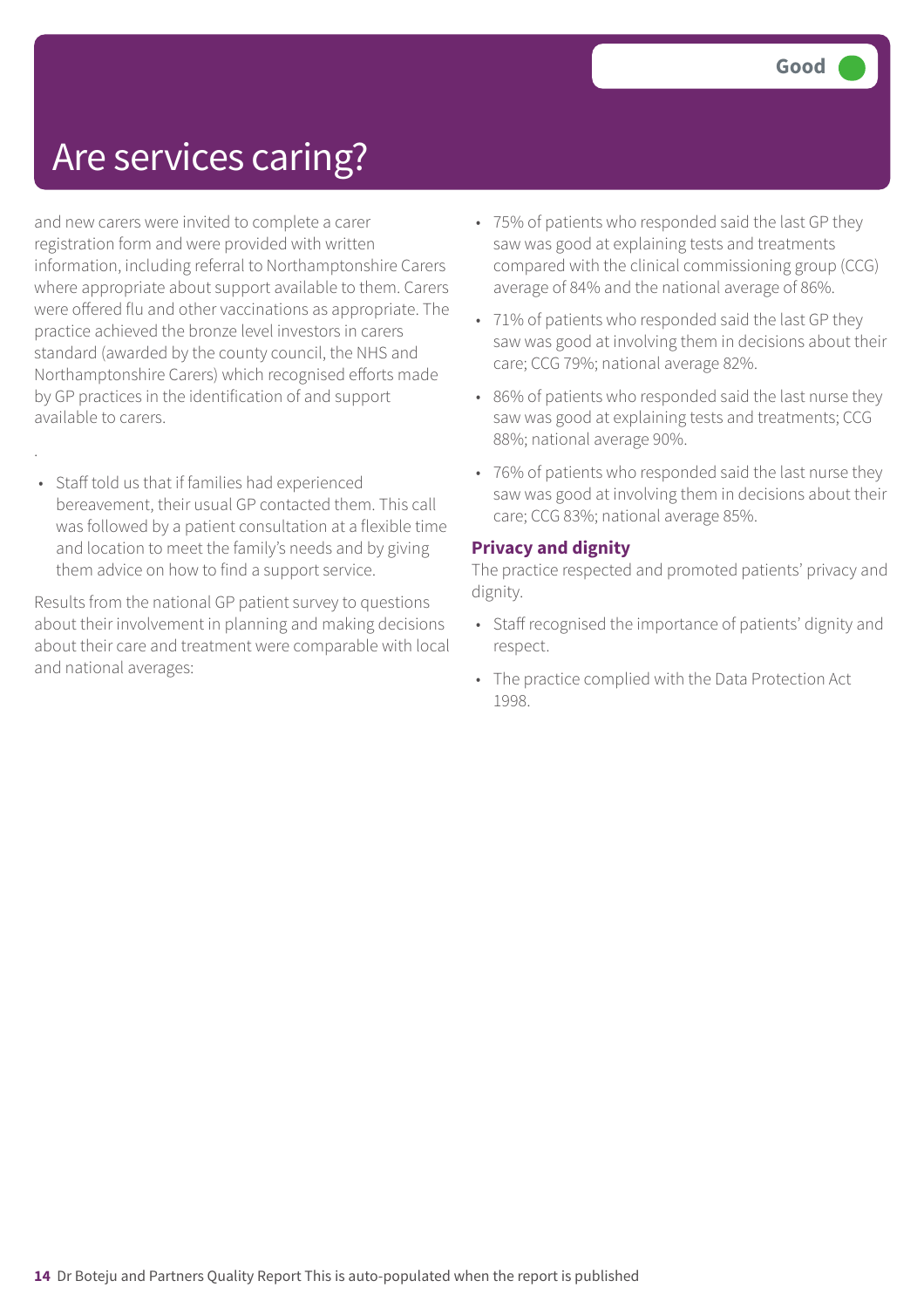# Are services caring?

Good

and new carers were invited to complete a carer registration form and were provided with written information, including referral to Northamptonshire Carers where appropriate about support available to them. Carers were offered flu and other vaccinations as appropriate. The practice achieved the bronze level investors in carers standard (awarded by the county council, the NHS and Northamptonshire Carers) which recognised efforts made by GP practices in the identification of and support available to carers.

.

- Staff told us that if families had experienced bereavement, their usual GP contacted them. This call was followed by a patient consultation at a flexible time and location to meet the family's needs and by giving them advice on how to find a support service.

Results from the national GP patient survey to questions about their involvement in planning and making decisions about their care and treatment were comparable with local and national averages:

- 75% of patients who responded said the last GP they saw was good at explaining tests and treatments compared with the clinical commissioning group (CCG) average of 84% and the national average of 86%.
- 71% of patients who responded said the last GP they saw was good at involving them in decisions about their care; CCG 79%; national average 82%.
- 86% of patients who responded said the last nurse they saw was good at explaining tests and treatments; CCG 88%; national average 90%.
- 76% of patients who responded said the last nurse they saw was good at involving them in decisions about their care; CCG 83%; national average 85%.

**Privacy and dignity**

The practice respected and promoted patients' privacy and dignity.

- Staff recognised the importance of patients' dignity and respect.
- The practice complied with the Data Protection Act 1998.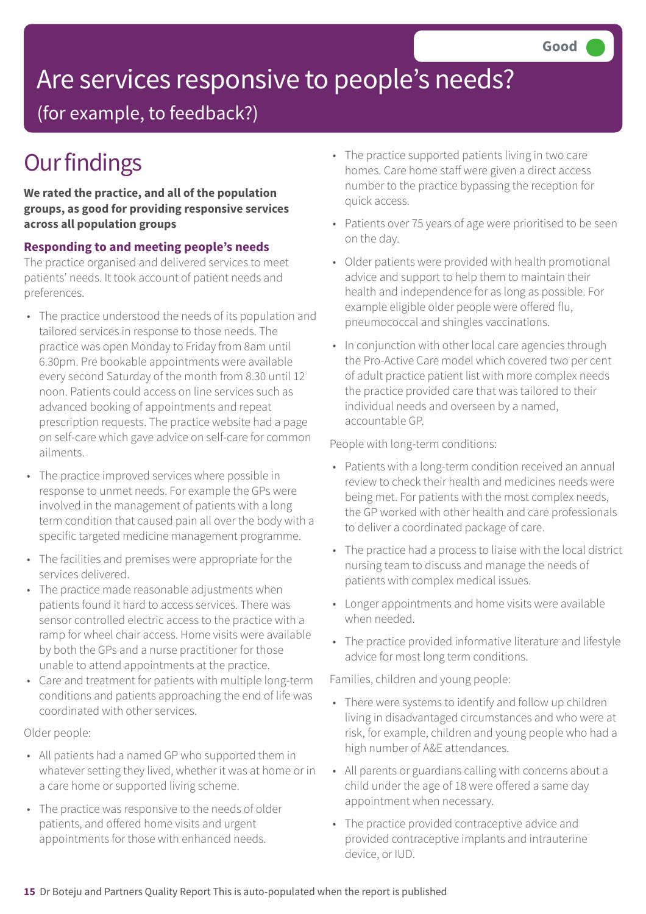Good

# Are services responsive to people's needs?

(for example, to feedback?)

## Our findings

**We rated the practice, and all of the population groups, as good for providing responsive services across all population groups**

### Responding to and meeting people's needs

The practice organised and delivered services to meet patients' needs. It took account of patient needs and preferences.

- The practice understood the needs of its population and tailored services in response to those needs. The practice was open Monday to Friday from 8am until 6.30pm. Pre bookable appointments were available every second Saturday of the month from 8.30 until 12 noon. Patients could access on line services such as advanced booking of appointments and repeat prescription requests. The practice website had a page on self-care which gave advice on self-care for common ailments.
- The practice improved services where possible in response to unmet needs. For example the GPs were involved in the management of patients with a long term condition that caused pain all over the body with a specific targeted medicine management programme.
- The facilities and premises were appropriate for the services delivered.
- The practice made reasonable adjustments when patients found it hard to access services. There was sensor controlled electric access to the practice with a ramp for wheel chair access. Home visits were available by both the GPs and a nurse practitioner for those unable to attend appointments at the practice.
- Care and treatment for patients with multiple long-term conditions and patients approaching the end of life was coordinated with other services.

Older people:

- All patients had a named GP who supported them in whatever setting they lived, whether it was at home or in a care home or supported living scheme.
- The practice was responsive to the needs of older patients, and offered home visits and urgent appointments for those with enhanced needs.
- The practice supported patients living in two care homes. Care home staff were given a direct access number to the practice bypassing the reception for quick access.
- Patients over 75 years of age were prioritised to be seen on the day.
- Older patients were provided with health promotional advice and support to help them to maintain their health and independence for as long as possible. For example eligible older people were offered flu, pneumococcal and shingles vaccinations.
- In conjunction with other local care agencies through the Pro-Active Care model which covered two per cent of adult practice patient list with more complex needs the practice provided care that was tailored to their individual needs and overseen by a named, accountable GP.

People with long-term conditions:

- Patients with a long-term condition received an annual review to check their health and medicines needs were being met. For patients with the most complex needs, the GP worked with other health and care professionals to deliver a coordinated package of care.
- The practice had a process to liaise with the local district nursing team to discuss and manage the needs of patients with complex medical issues.
- Longer appointments and home visits were available when needed.
- The practice provided informative literature and lifestyle advice for most long term conditions.

Families, children and young people:

- There were systems to identify and follow up children living in disadvantaged circumstances and who were at risk, for example, children and young people who had a high number of A&E attendances.
- All parents or guardians calling with concerns about a child under the age of 18 were offered a same day appointment when necessary.
- The practice provided contraceptive advice and provided contraceptive implants and intrauterine device, or IUD.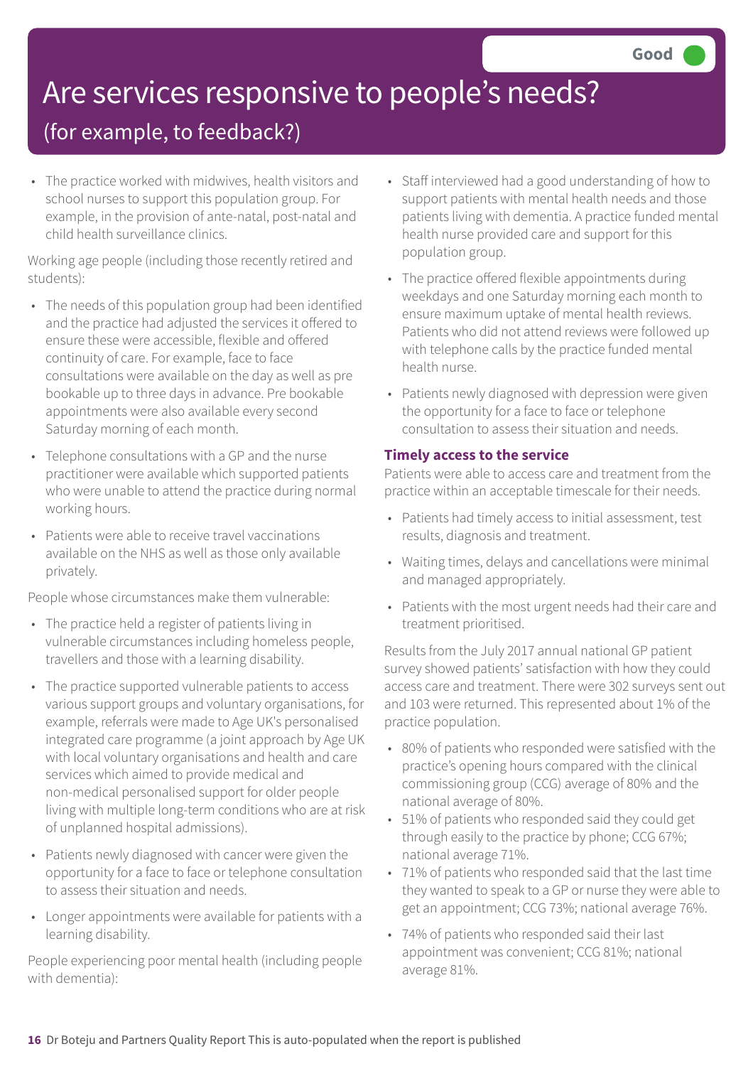# Are services responsive to people's needs?

## (for example, to feedback?)

**Good**

- The practice worked with midwives, health visitors and school nurses to support this population group. For example, in the provision of ante-natal, post-natal and child health surveillance clinics.

Working age people (including those recently retired and students):

- The needs of this population group had been identified and the practice had adjusted the services it offered to ensure these were accessible, flexible and offered continuity of care. For example, face to face consultations were available on the day as well as pre bookable up to three days in advance. Pre bookable appointments were also available every second Saturday morning of each month.
- Telephone consultations with a GP and the nurse practitioner were available which supported patients who were unable to attend the practice during normal working hours.
- Patients were able to receive travel vaccinations available on the NHS as well as those only available privately.

People whose circumstances make them vulnerable:

- The practice held a register of patients living in vulnerable circumstances including homeless people, travellers and those with a learning disability.
- The practice supported vulnerable patients to access various support groups and voluntary organisations, for example, referrals were made to Age UK's personalised integrated care programme (a joint approach by Age UK with local voluntary organisations and health and care services which aimed to provide medical and non-medical personalised support for older people living with multiple long-term conditions who are at risk of unplanned hospital admissions).
- Patients newly diagnosed with cancer were given the opportunity for a face to face or telephone consultation to assess their situation and needs.
- Longer appointments were available for patients with a learning disability.

People experiencing poor mental health (including people with dementia):

- Staff interviewed had a good understanding of how to support patients with mental health needs and those patients living with dementia. A practice funded mental health nurse provided care and support for this population group.
- The practice offered flexible appointments during weekdays and one Saturday morning each month to ensure maximum uptake of mental health reviews. Patients who did not attend reviews were followed up with telephone calls by the practice funded mental health nurse.
- Patients newly diagnosed with depression were given the opportunity for a face to face or telephone consultation to assess their situation and needs.

### Timely access to the service

Patients were able to access care and treatment from the practice within an acceptable timescale for their needs.

- Patients had timely access to initial assessment, test results, diagnosis and treatment.
- Waiting times, delays and cancellations were minimal and managed appropriately.
- Patients with the most urgent needs had their care and treatment prioritised.

Results from the July 2017 annual national GP patient survey showed patients' satisfaction with how they could access care and treatment. There were 302 surveys sent out and 103 were returned. This represented about 1% of the practice population.

- 80% of patients who responded were satisfied with the practice's opening hours compared with the clinical commissioning group (CCG) average of 80% and the national average of 80%.
- 51% of patients who responded said they could get through easily to the practice by phone; CCG 67%; national average 71%.
- 71% of patients who responded said that the last time they wanted to speak to a GP or nurse they were able to get an appointment; CCG 73%; national average 76%.
- 74% of patients who responded said their last appointment was convenient; CCG 81%; national average 81%.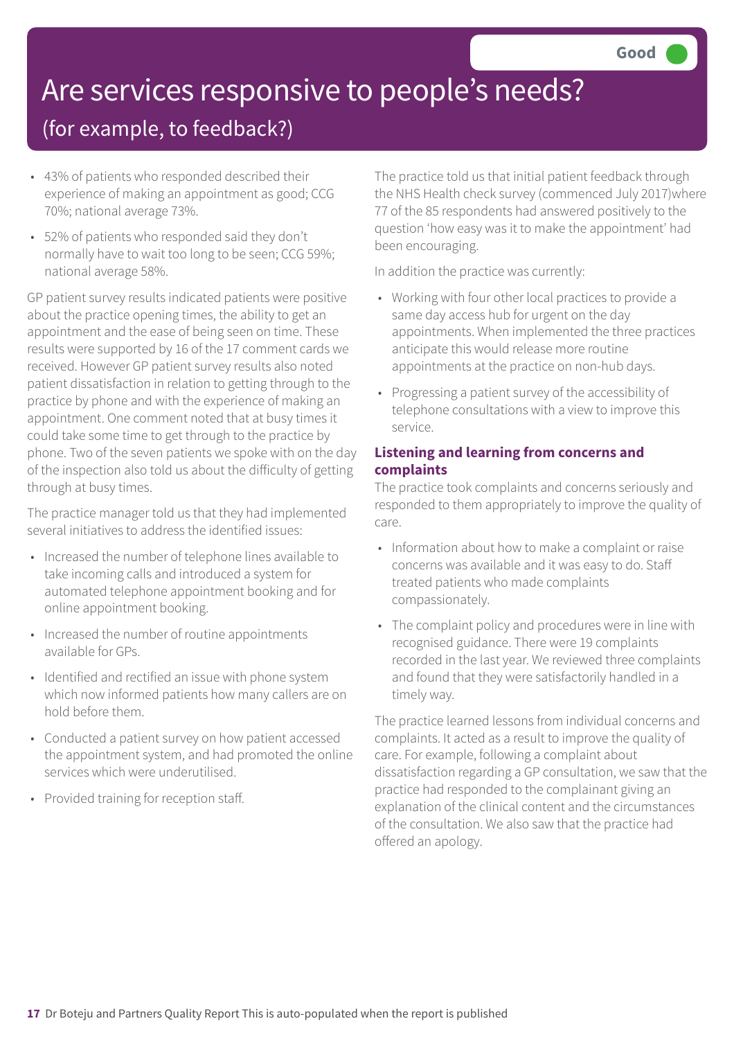# Are services responsive to people's needs?

## (for example, to feedback?)

**Good**

- 43% of patients who responded described their experience of making an appointment as good; CCG 70%; national average 73%.
- 52% of patients who responded said they don't normally have to wait too long to be seen; CCG 59%; national average 58%.

GP patient survey results indicated patients were positive about the practice opening times, the ability to get an appointment and the ease of being seen on time. These results were supported by 16 of the 17 comment cards we received. However GP patient survey results also noted patient dissatisfaction in relation to getting through to the practice by phone and with the experience of making an appointment. One comment noted that at busy times it could take some time to get through to the practice by phone. Two of the seven patients we spoke with on the day of the inspection also told us about the difficulty of getting through at busy times.

The practice manager told us that they had implemented several initiatives to address the identified issues:

- Increased the number of telephone lines available to take incoming calls and introduced a system for automated telephone appointment booking and for online appointment booking.
- Increased the number of routine appointments available for GPs.
- Identified and rectified an issue with phone system which now informed patients how many callers are on hold before them.
- Conducted a patient survey on how patient accessed the appointment system, and had promoted the online services which were underutilised.
- Provided training for reception staff.

The practice told us that initial patient feedback through the NHS Health check survey (commenced July 2017)where 77 of the 85 respondents had answered positively to the question 'how easy was it to make the appointment' had been encouraging.

In addition the practice was currently:

- Working with four other local practices to provide a same day access hub for urgent on the day appointments. When implemented the three practices anticipate this would release more routine appointments at the practice on non-hub days.
- Progressing a patient survey of the accessibility of telephone consultations with a view to improve this service.

### Listening and learning from concerns and complaints

The practice took complaints and concerns seriously and responded to them appropriately to improve the quality of care.

- Information about how to make a complaint or raise concerns was available and it was easy to do. Staff treated patients who made complaints compassionately.
- The complaint policy and procedures were in line with recognised guidance. There were 19 complaints recorded in the last year. We reviewed three complaints and found that they were satisfactorily handled in a timely way.

The practice learned lessons from individual concerns and complaints. It acted as a result to improve the quality of care. For example, following a complaint about dissatisfaction regarding a GP consultation, we saw that the practice had responded to the complainant giving an explanation of the clinical content and the circumstances of the consultation. We also saw that the practice had offered an apology.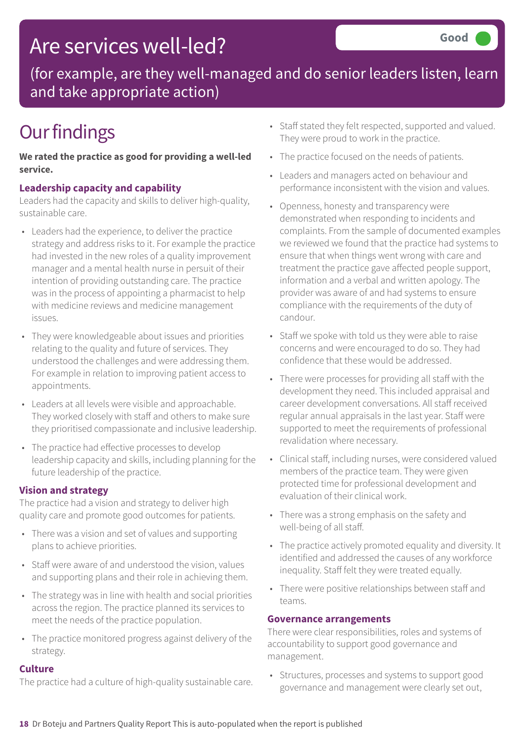# Are services well-led?

Good

(for example, are they well-managed and do senior leaders listen, learn and take appropriate action)

## Our findings

**We rated the practice as good for providing a well-led service.**

### Leadership capacity and capability

Leaders had the capacity and skills to deliver high-quality, sustainable care.

- Leaders had the experience, to deliver the practice strategy and address risks to it. For example the practice had invested in the new roles of a quality improvement manager and a mental health nurse in persuit of their intention of providing outstanding care. The practice was in the process of appointing a pharmacist to help with medicine reviews and medicine management issues.
- They were knowledgeable about issues and priorities relating to the quality and future of services. They understood the challenges and were addressing them. For example in relation to improving patient access to appointments.
- Leaders at all levels were visible and approachable. They worked closely with staff and others to make sure they prioritised compassionate and inclusive leadership.
- The practice had effective processes to develop leadership capacity and skills, including planning for the future leadership of the practice.

### Vision and strategy

The practice had a vision and strategy to deliver high quality care and promote good outcomes for patients.

- There was a vision and set of values and supporting plans to achieve priorities.
- Staff were aware of and understood the vision, values and supporting plans and their role in achieving them.
- The strategy was in line with health and social priorities across the region. The practice planned its services to meet the needs of the practice population.
- The practice monitored progress against delivery of the strategy.

### Culture

The practice had a culture of high-quality sustainable care.

- Staff stated they felt respected, supported and valued. They were proud to work in the practice.
- The practice focused on the needs of patients.
- Leaders and managers acted on behaviour and performance inconsistent with the vision and values.
- Openness, honesty and transparency were demonstrated when responding to incidents and complaints. From the sample of documented examples we reviewed we found that the practice had systems to ensure that when things went wrong with care and treatment the practice gave affected people support, information and a verbal and written apology. The provider was aware of and had systems to ensure compliance with the requirements of the duty of candour.
- Staff we spoke with told us they were able to raise concerns and were encouraged to do so. They had confidence that these would be addressed.
- There were processes for providing all staff with the development they need. This included appraisal and career development conversations. All staff received regular annual appraisals in the last year. Staff were supported to meet the requirements of professional revalidation where necessary.
- Clinical staff, including nurses, were considered valued members of the practice team. They were given protected time for professional development and evaluation of their clinical work.
- There was a strong emphasis on the safety and well-being of all staff.
- The practice actively promoted equality and diversity. It identified and addressed the causes of any workforce inequality. Staff felt they were treated equally.
- There were positive relationships between staff and teams.

### Governance arrangements

There were clear responsibilities, roles and systems of accountability to support good governance and management.

- Structures, processes and systems to support good governance and management were clearly set out,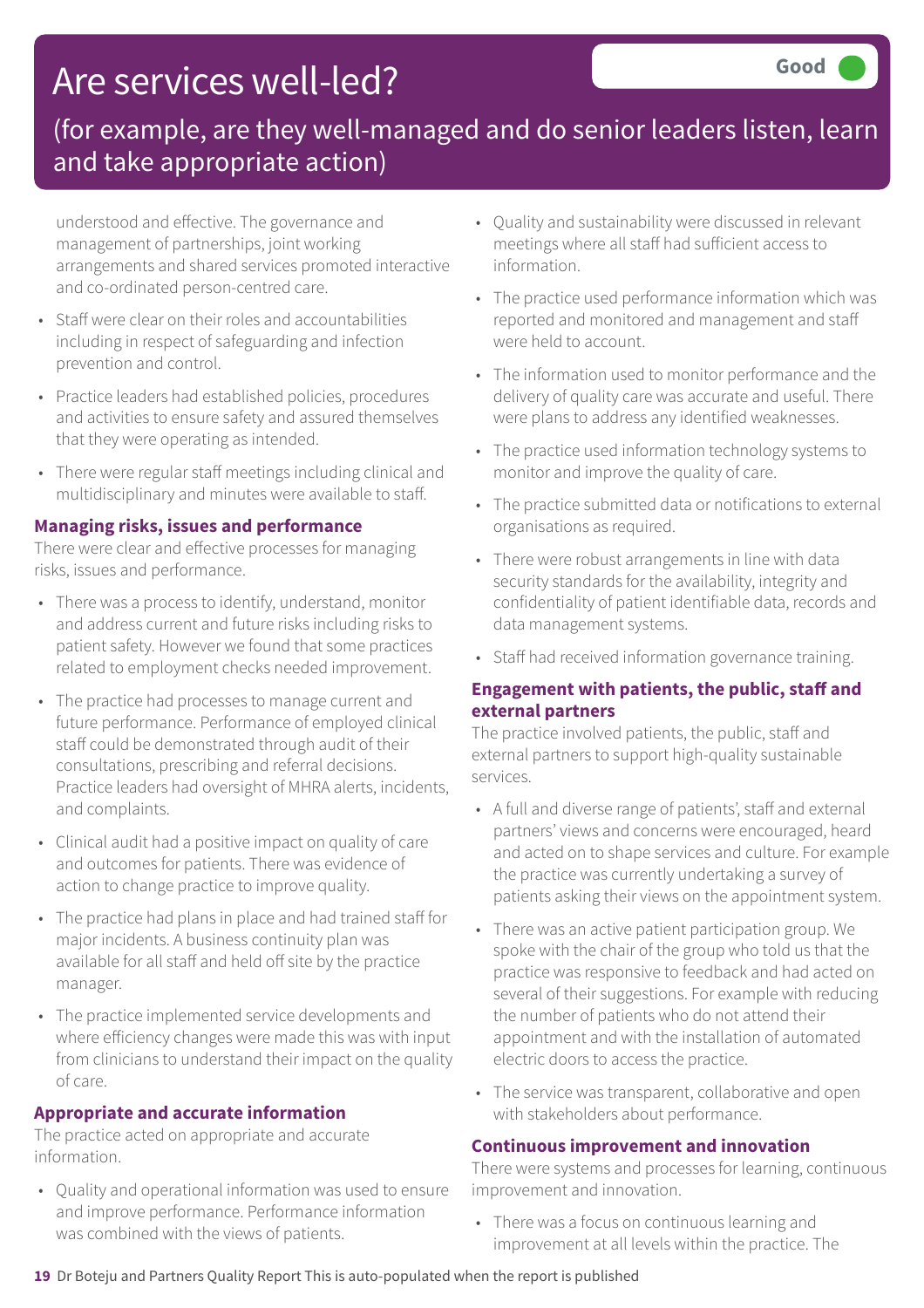# Are services well-led?

Good

(for example, are they well-managed and do senior leaders listen, learn and take appropriate action)

understood and effective. The governance and management of partnerships, joint working arrangements and shared services promoted interactive and co-ordinated person-centred care.

- Staff were clear on their roles and accountabilities including in respect of safeguarding and infection prevention and control.
- Practice leaders had established policies, procedures and activities to ensure safety and assured themselves that they were operating as intended.
- There were regular staff meetings including clinical and multidisciplinary and minutes were available to staff.

### Managing risks, issues and performance

There were clear and effective processes for managing risks, issues and performance.

- There was a process to identify, understand, monitor and address current and future risks including risks to patient safety. However we found that some practices related to employment checks needed improvement.
- The practice had processes to manage current and future performance. Performance of employed clinical staff could be demonstrated through audit of their consultations, prescribing and referral decisions. Practice leaders had oversight of MHRA alerts, incidents, and complaints.
- Clinical audit had a positive impact on quality of care and outcomes for patients. There was evidence of action to change practice to improve quality.
- The practice had plans in place and had trained staff for major incidents. A business continuity plan was available for all staff and held off site by the practice manager.
- The practice implemented service developments and where efficiency changes were made this was with input from clinicians to understand their impact on the quality of care.

### Appropriate and accurate information

The practice acted on appropriate and accurate information.

- Quality and operational information was used to ensure and improve performance. Performance information was combined with the views of patients.
- Quality and sustainability were discussed in relevant meetings where all staff had sufficient access to information.
- The practice used performance information which was reported and monitored and management and staff were held to account.
- The information used to monitor performance and the delivery of quality care was accurate and useful. There were plans to address any identified weaknesses.
- The practice used information technology systems to monitor and improve the quality of care.
- The practice submitted data or notifications to external organisations as required.
- There were robust arrangements in line with data security standards for the availability, integrity and confidentiality of patient identifiable data, records and data management systems.
- Staff had received information governance training.

### Engagement with patients, the public, staff and external partners

The practice involved patients, the public, staff and external partners to support high-quality sustainable services.

- A full and diverse range of patients', staff and external partners' views and concerns were encouraged, heard and acted on to shape services and culture. For example the practice was currently undertaking a survey of patients asking their views on the appointment system.
- There was an active patient participation group. We spoke with the chair of the group who told us that the practice was responsive to feedback and had acted on several of their suggestions. For example with reducing the number of patients who do not attend their appointment and with the installation of automated electric doors to access the practice.
- The service was transparent, collaborative and open with stakeholders about performance.

### Continuous improvement and innovation

There were systems and processes for learning, continuous improvement and innovation.

- There was a focus on continuous learning and improvement at all levels within the practice. The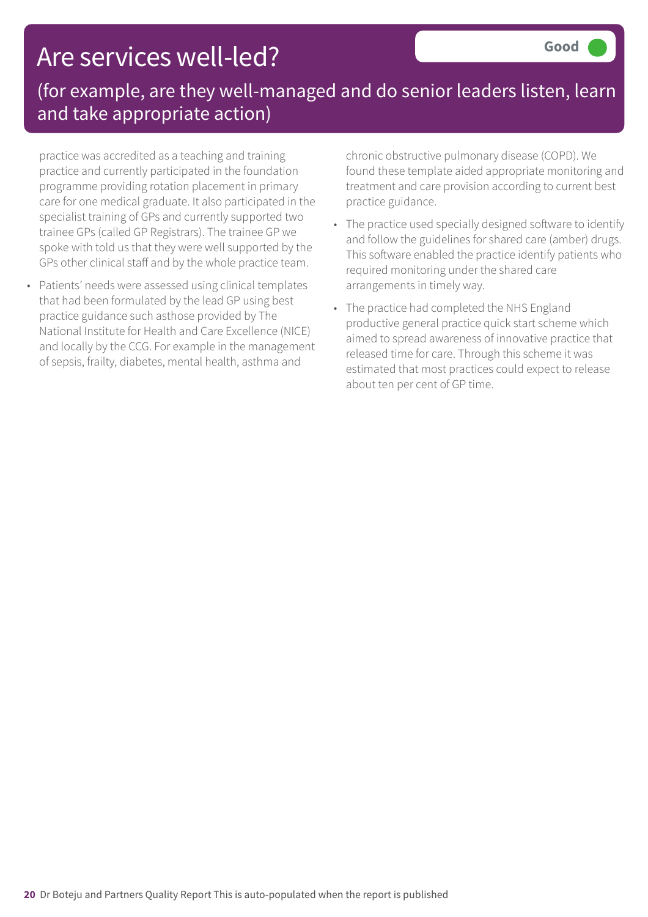# Are services well-led?

(for example, are they well-managed and do senior leaders listen, learn and take appropriate action)

Good

practice was accredited as a teaching and training practice and currently participated in the foundation programme providing rotation placement in primary care for one medical graduate. It also participated in the specialist training of GPs and currently supported two trainee GPs (called GP Registrars). The trainee GP we spoke with told us that they were well supported by the GPs other clinical staff and by the whole practice team.

- Patients' needs were assessed using clinical templates that had been formulated by the lead GP using best practice guidance such asthose provided by The National Institute for Health and Care Excellence (NICE) and locally by the CCG. For example in the management of sepsis, frailty, diabetes, mental health, asthma and chronic obstructive pulmonary disease (COPD). We found these template aided appropriate monitoring and treatment and care provision according to current best practice guidance.
- The practice used specially designed software to identify and follow the guidelines for shared care (amber) drugs. This software enabled the practice identify patients who required monitoring under the shared care arrangements in timely way.
- The practice had completed the NHS England productive general practice quick start scheme which aimed to spread awareness of innovative practice that released time for care. Through this scheme it was estimated that most practices could expect to release about ten per cent of GP time.